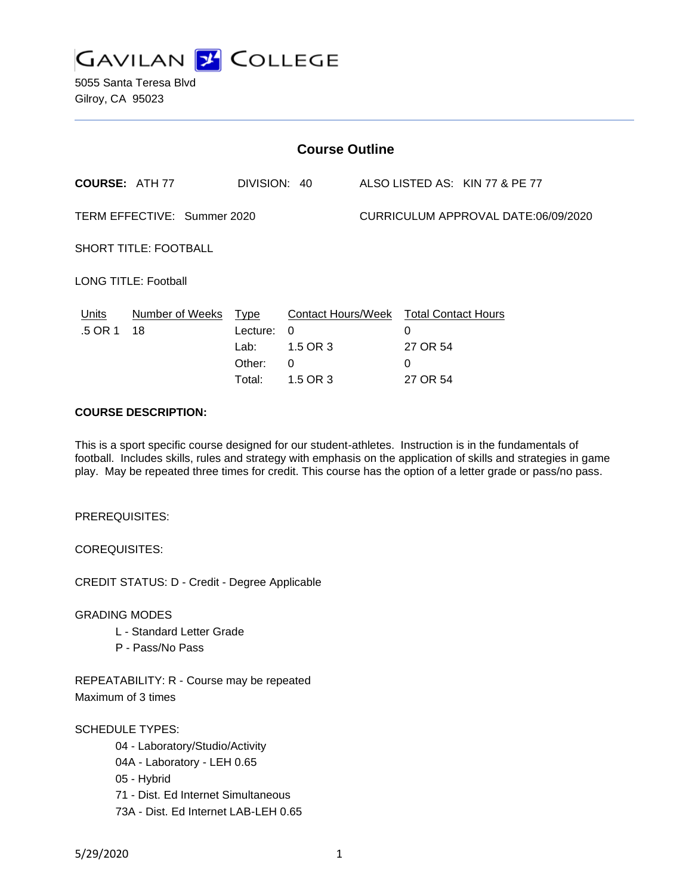# GAVILAN COLLEGE

5055 Santa Teresa Blvd
Gilroy, CA 95023

## Course Outline

**COURSE:** ATH 77 DIVISION: 40 ALSO LISTED AS: KIN 77 & PE 77

TERM EFFECTIVE: Summer 2020 CURRICULUM APPROVAL DATE:06/09/2020

SHORT TITLE: FOOTBALL

LONG TITLE: Football

| Units | Number of Weeks | Type | Contact Hours/Week | Total Contact Hours |
|---|---|---|---|---|
| .5 OR 1 | 18 | Lecture: | 0 | 0 |
| | | Lab: | 1.5 OR 3 | 27 OR 54 |
| | | Other: | 0 | 0 |
| | | Total: | 1.5 OR 3 | 27 OR 54 |

**COURSE DESCRIPTION:**

This is a sport specific course designed for our student-athletes. Instruction is in the fundamentals of football. Includes skills, rules and strategy with emphasis on the application of skills and strategies in game play. May be repeated three times for credit. This course has the option of a letter grade or pass/no pass.

PREREQUISITES:

COREQUISITES:

CREDIT STATUS: D - Credit - Degree Applicable

GRADING MODES

- L - Standard Letter Grade
- P - Pass/No Pass

REPEATABILITY: R - Course may be repeated
Maximum of 3 times

SCHEDULE TYPES:

- 04 - Laboratory/Studio/Activity
- 04A - Laboratory - LEH 0.65
- 05 - Hybrid
- 71 - Dist. Ed Internet Simultaneous
- 73A - Dist. Ed Internet LAB-LEH 0.65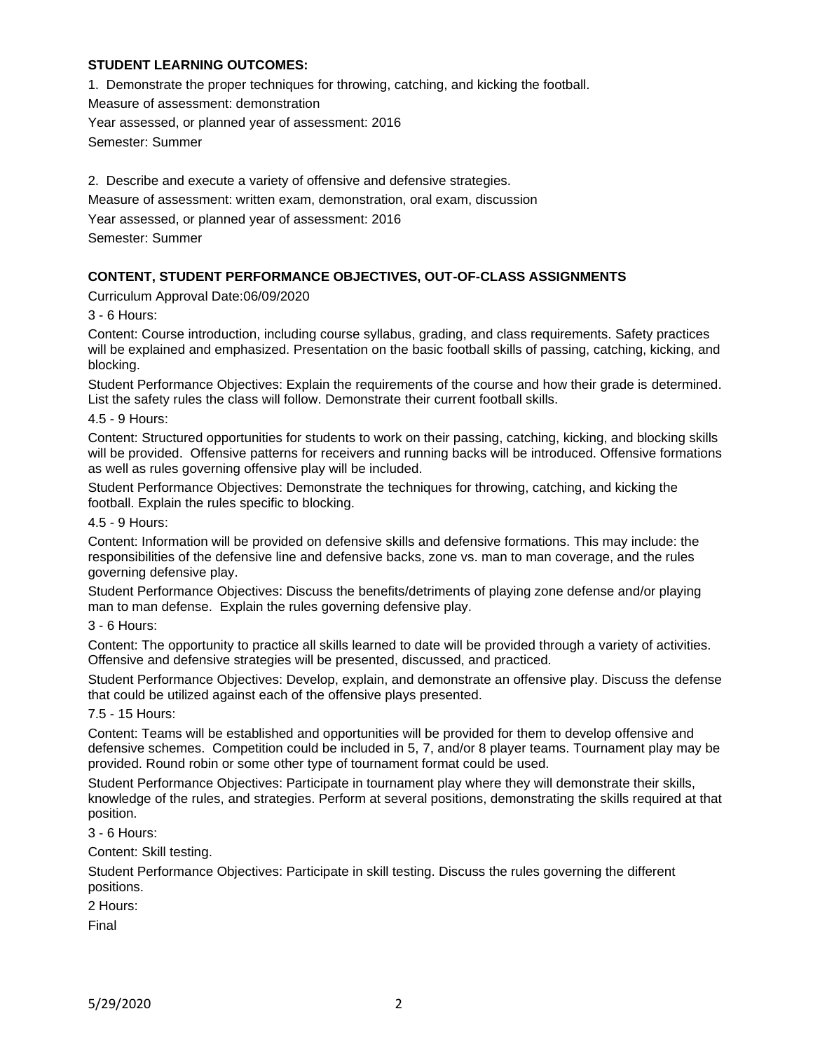**STUDENT LEARNING OUTCOMES:**

1. Demonstrate the proper techniques for throwing, catching, and kicking the football.

Measure of assessment: demonstration

Year assessed, or planned year of assessment: 2016

Semester: Summer

2. Describe and execute a variety of offensive and defensive strategies.

Measure of assessment: written exam, demonstration, oral exam, discussion

Year assessed, or planned year of assessment: 2016

Semester: Summer

**CONTENT, STUDENT PERFORMANCE OBJECTIVES, OUT-OF-CLASS ASSIGNMENTS**

Curriculum Approval Date:06/09/2020

3 - 6 Hours:

Content: Course introduction, including course syllabus, grading, and class requirements. Safety practices will be explained and emphasized. Presentation on the basic football skills of passing, catching, kicking, and blocking.

Student Performance Objectives: Explain the requirements of the course and how their grade is determined. List the safety rules the class will follow. Demonstrate their current football skills.

4.5 - 9 Hours:

Content: Structured opportunities for students to work on their passing, catching, kicking, and blocking skills will be provided. Offensive patterns for receivers and running backs will be introduced. Offensive formations as well as rules governing offensive play will be included.

Student Performance Objectives: Demonstrate the techniques for throwing, catching, and kicking the football. Explain the rules specific to blocking.

4.5 - 9 Hours:

Content: Information will be provided on defensive skills and defensive formations. This may include: the responsibilities of the defensive line and defensive backs, zone vs. man to man coverage, and the rules governing defensive play.

Student Performance Objectives: Discuss the benefits/detriments of playing zone defense and/or playing man to man defense. Explain the rules governing defensive play.

3 - 6 Hours:

Content: The opportunity to practice all skills learned to date will be provided through a variety of activities. Offensive and defensive strategies will be presented, discussed, and practiced.

Student Performance Objectives: Develop, explain, and demonstrate an offensive play. Discuss the defense that could be utilized against each of the offensive plays presented.

7.5 - 15 Hours:

Content: Teams will be established and opportunities will be provided for them to develop offensive and defensive schemes. Competition could be included in 5, 7, and/or 8 player teams. Tournament play may be provided. Round robin or some other type of tournament format could be used.

Student Performance Objectives: Participate in tournament play where they will demonstrate their skills, knowledge of the rules, and strategies. Perform at several positions, demonstrating the skills required at that position.

3 - 6 Hours:

Content: Skill testing.

Student Performance Objectives: Participate in skill testing. Discuss the rules governing the different positions.

2 Hours:

Final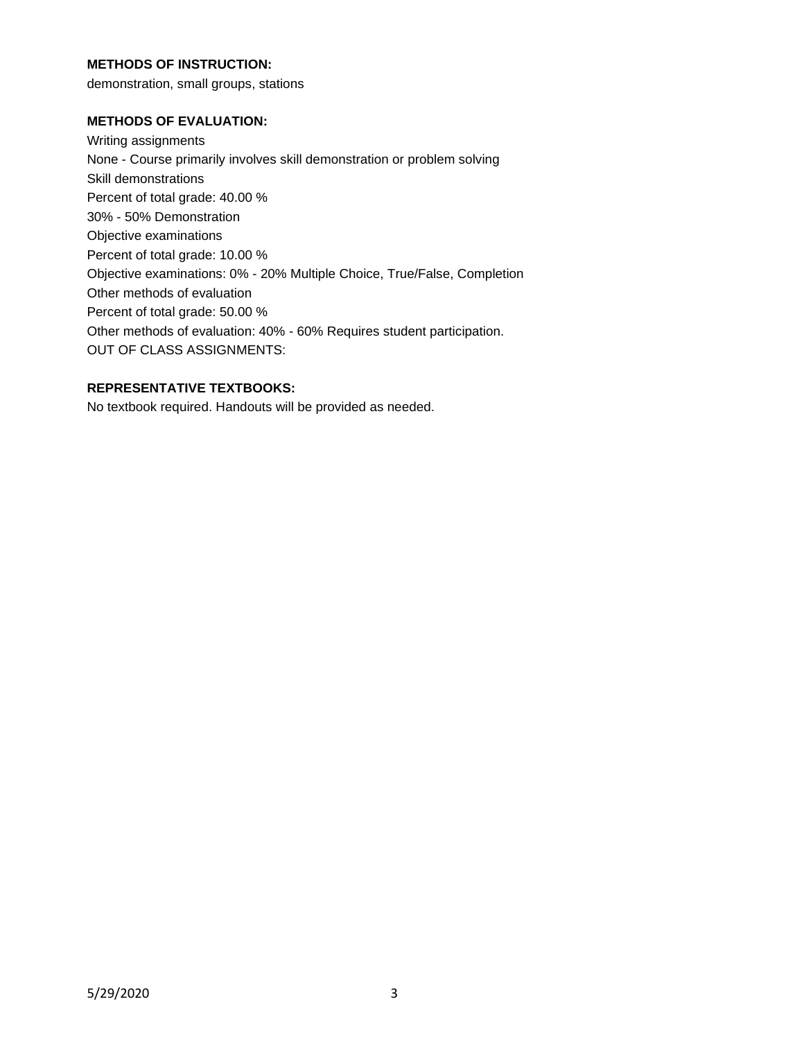**METHODS OF INSTRUCTION:**

demonstration, small groups, stations

**METHODS OF EVALUATION:**

Writing assignments
None - Course primarily involves skill demonstration or problem solving
Skill demonstrations
Percent of total grade: 40.00 %
30% - 50% Demonstration
Objective examinations
Percent of total grade: 10.00 %
Objective examinations: 0% - 20% Multiple Choice, True/False, Completion
Other methods of evaluation
Percent of total grade: 50.00 %
Other methods of evaluation: 40% - 60% Requires student participation.
OUT OF CLASS ASSIGNMENTS:

**REPRESENTATIVE TEXTBOOKS:**

No textbook required. Handouts will be provided as needed.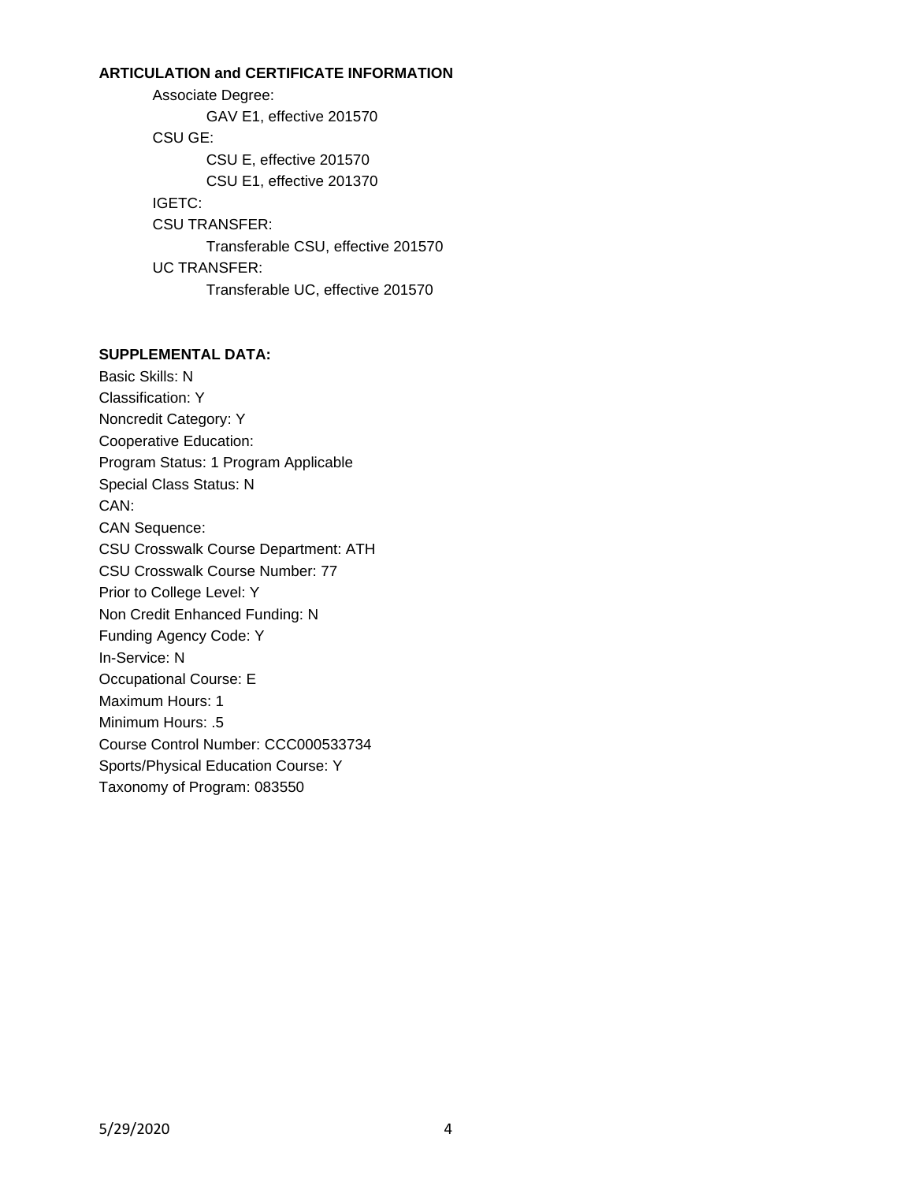**ARTICULATION and CERTIFICATE INFORMATION**

Associate Degree:
- GAV E1, effective 201570

CSU GE:
- CSU E, effective 201570
- CSU E1, effective 201370

IGETC:

CSU TRANSFER:
- Transferable CSU, effective 201570

UC TRANSFER:
- Transferable UC, effective 201570

**SUPPLEMENTAL DATA:**

Basic Skills: N
Classification: Y
Noncredit Category: Y
Cooperative Education:
Program Status: 1 Program Applicable
Special Class Status: N
CAN:
CAN Sequence:
CSU Crosswalk Course Department: ATH
CSU Crosswalk Course Number: 77
Prior to College Level: Y
Non Credit Enhanced Funding: N
Funding Agency Code: Y
In-Service: N
Occupational Course: E
Maximum Hours: 1
Minimum Hours: .5
Course Control Number: CCC000533734
Sports/Physical Education Course: Y
Taxonomy of Program: 083550